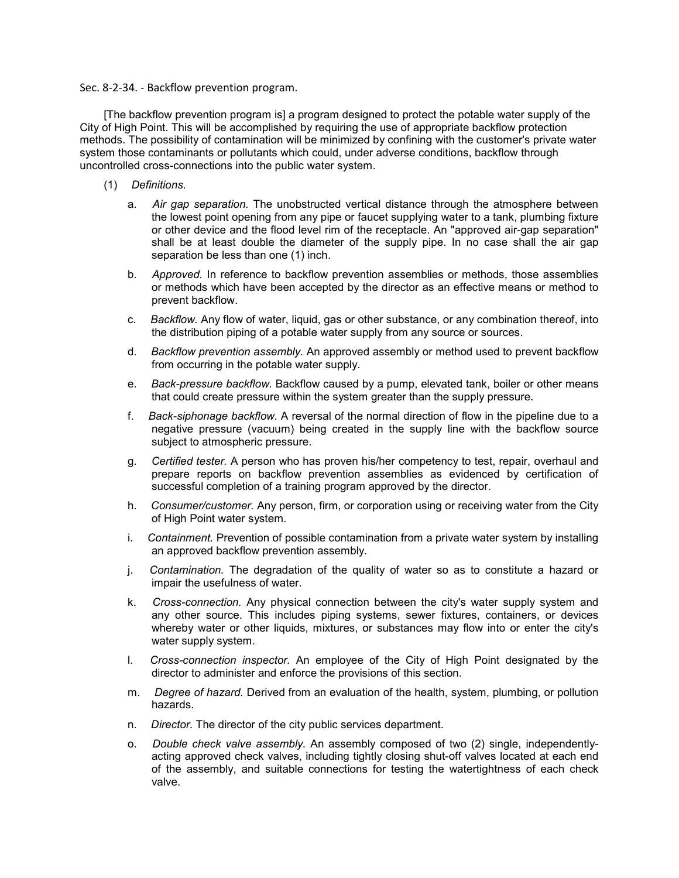Sec. 8-2-34. - Backflow prevention program.

[The backflow prevention program is] a program designed to protect the potable water supply of the City of High Point. This will be accomplished by requiring the use of appropriate backflow protection methods. The possibility of contamination will be minimized by confining with the customer's private water system those contaminants or pollutants which could, under adverse conditions, backflow through uncontrolled cross-connections into the public water system.

(1) *Definitions.*

a. *Air gap separation.* The unobstructed vertical distance through the atmosphere between the lowest point opening from any pipe or faucet supplying water to a tank, plumbing fixture or other device and the flood level rim of the receptacle. An "approved air-gap separation" shall be at least double the diameter of the supply pipe. In no case shall the air gap separation be less than one (1) inch.

b. *Approved.* In reference to backflow prevention assemblies or methods, those assemblies or methods which have been accepted by the director as an effective means or method to prevent backflow.

c. *Backflow.* Any flow of water, liquid, gas or other substance, or any combination thereof, into the distribution piping of a potable water supply from any source or sources.

d. *Backflow prevention assembly.* An approved assembly or method used to prevent backflow from occurring in the potable water supply.

e. *Back-pressure backflow.* Backflow caused by a pump, elevated tank, boiler or other means that could create pressure within the system greater than the supply pressure.

f. *Back-siphonage backflow.* A reversal of the normal direction of flow in the pipeline due to a negative pressure (vacuum) being created in the supply line with the backflow source subject to atmospheric pressure.

g. *Certified tester.* A person who has proven his/her competency to test, repair, overhaul and prepare reports on backflow prevention assemblies as evidenced by certification of successful completion of a training program approved by the director.

h. *Consumer/customer.* Any person, firm, or corporation using or receiving water from the City of High Point water system.

i. *Containment.* Prevention of possible contamination from a private water system by installing an approved backflow prevention assembly.

j. *Contamination.* The degradation of the quality of water so as to constitute a hazard or impair the usefulness of water.

k. *Cross-connection.* Any physical connection between the city's water supply system and any other source. This includes piping systems, sewer fixtures, containers, or devices whereby water or other liquids, mixtures, or substances may flow into or enter the city's water supply system.

l. *Cross-connection inspector.* An employee of the City of High Point designated by the director to administer and enforce the provisions of this section.

m. *Degree of hazard.* Derived from an evaluation of the health, system, plumbing, or pollution hazards.

n. *Director.* The director of the city public services department.

o. *Double check valve assembly.* An assembly composed of two (2) single, independently-acting approved check valves, including tightly closing shut-off valves located at each end of the assembly, and suitable connections for testing the watertightness of each check valve.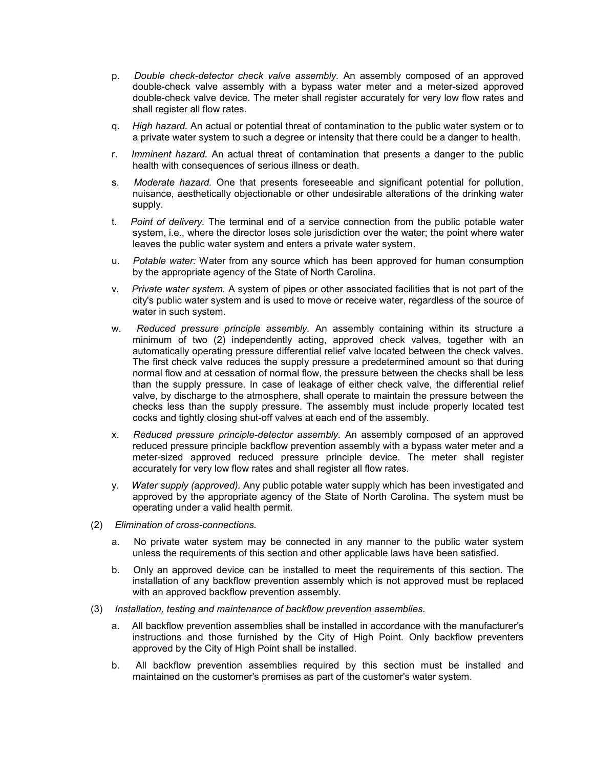p. *Double check-detector check valve assembly.* An assembly composed of an approved double-check valve assembly with a bypass water meter and a meter-sized approved double-check valve device. The meter shall register accurately for very low flow rates and shall register all flow rates.

q. *High hazard.* An actual or potential threat of contamination to the public water system or to a private water system to such a degree or intensity that there could be a danger to health.

r. *Imminent hazard.* An actual threat of contamination that presents a danger to the public health with consequences of serious illness or death.

s. *Moderate hazard.* One that presents foreseeable and significant potential for pollution, nuisance, aesthetically objectionable or other undesirable alterations of the drinking water supply.

t. *Point of delivery.* The terminal end of a service connection from the public potable water system, i.e., where the director loses sole jurisdiction over the water; the point where water leaves the public water system and enters a private water system.

u. *Potable water:* Water from any source which has been approved for human consumption by the appropriate agency of the State of North Carolina.

v. *Private water system.* A system of pipes or other associated facilities that is not part of the city's public water system and is used to move or receive water, regardless of the source of water in such system.

w. *Reduced pressure principle assembly.* An assembly containing within its structure a minimum of two (2) independently acting, approved check valves, together with an automatically operating pressure differential relief valve located between the check valves. The first check valve reduces the supply pressure a predetermined amount so that during normal flow and at cessation of normal flow, the pressure between the checks shall be less than the supply pressure. In case of leakage of either check valve, the differential relief valve, by discharge to the atmosphere, shall operate to maintain the pressure between the checks less than the supply pressure. The assembly must include properly located test cocks and tightly closing shut-off valves at each end of the assembly.

x. *Reduced pressure principle-detector assembly.* An assembly composed of an approved reduced pressure principle backflow prevention assembly with a bypass water meter and a meter-sized approved reduced pressure principle device. The meter shall register accurately for very low flow rates and shall register all flow rates.

y. *Water supply (approved).* Any public potable water supply which has been investigated and approved by the appropriate agency of the State of North Carolina. The system must be operating under a valid health permit.

(2) *Elimination of cross-connections.*

a. No private water system may be connected in any manner to the public water system unless the requirements of this section and other applicable laws have been satisfied.

b. Only an approved device can be installed to meet the requirements of this section. The installation of any backflow prevention assembly which is not approved must be replaced with an approved backflow prevention assembly.

(3) *Installation, testing and maintenance of backflow prevention assemblies.*

a. All backflow prevention assemblies shall be installed in accordance with the manufacturer's instructions and those furnished by the City of High Point. Only backflow preventers approved by the City of High Point shall be installed.

b. All backflow prevention assemblies required by this section must be installed and maintained on the customer's premises as part of the customer's water system.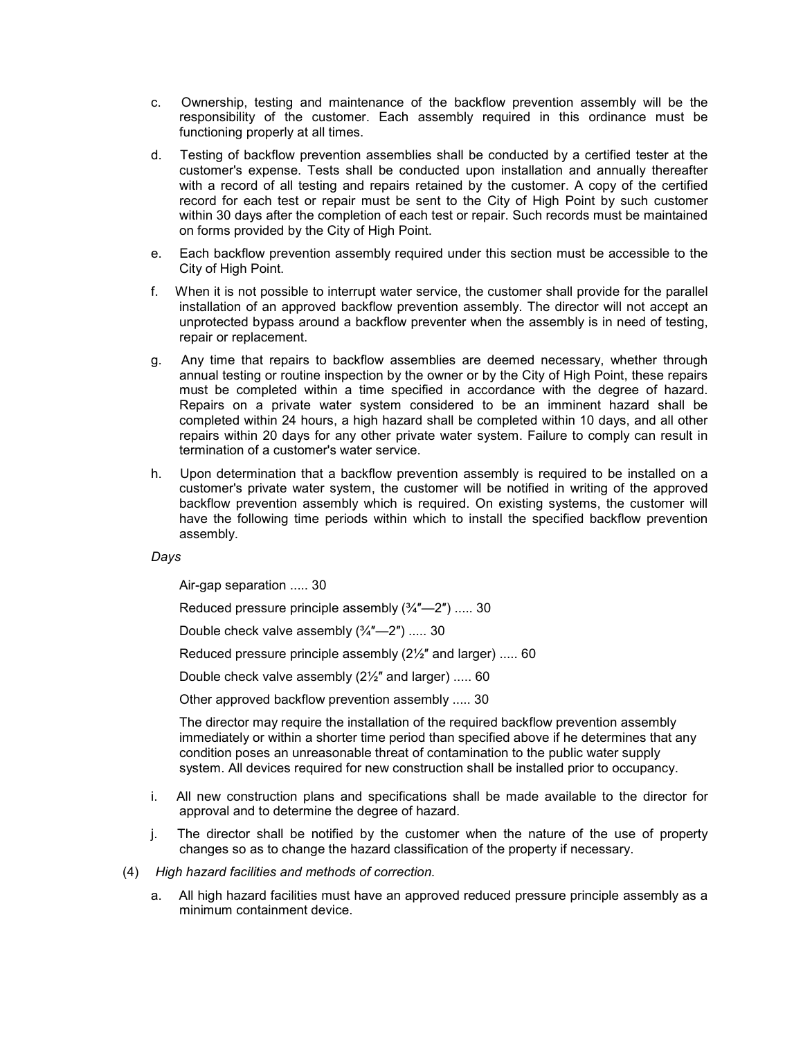c. Ownership, testing and maintenance of the backflow prevention assembly will be the responsibility of the customer. Each assembly required in this ordinance must be functioning properly at all times.

d. Testing of backflow prevention assemblies shall be conducted by a certified tester at the customer's expense. Tests shall be conducted upon installation and annually thereafter with a record of all testing and repairs retained by the customer. A copy of the certified record for each test or repair must be sent to the City of High Point by such customer within 30 days after the completion of each test or repair. Such records must be maintained on forms provided by the City of High Point.

e. Each backflow prevention assembly required under this section must be accessible to the City of High Point.

f. When it is not possible to interrupt water service, the customer shall provide for the parallel installation of an approved backflow prevention assembly. The director will not accept an unprotected bypass around a backflow preventer when the assembly is in need of testing, repair or replacement.

g. Any time that repairs to backflow assemblies are deemed necessary, whether through annual testing or routine inspection by the owner or by the City of High Point, these repairs must be completed within a time specified in accordance with the degree of hazard. Repairs on a private water system considered to be an imminent hazard shall be completed within 24 hours, a high hazard shall be completed within 10 days, and all other repairs within 20 days for any other private water system. Failure to comply can result in termination of a customer's water service.

h. Upon determination that a backflow prevention assembly is required to be installed on a customer's private water system, the customer will be notified in writing of the approved backflow prevention assembly which is required. On existing systems, the customer will have the following time periods within which to install the specified backflow prevention assembly.

*Days*

Air-gap separation ..... 30

Reduced pressure principle assembly (¾″—2″) ..... 30

Double check valve assembly (¾″—2″) ..... 30

Reduced pressure principle assembly (2½″ and larger) ..... 60

Double check valve assembly (2½″ and larger) ..... 60

Other approved backflow prevention assembly ..... 30

The director may require the installation of the required backflow prevention assembly immediately or within a shorter time period than specified above if he determines that any condition poses an unreasonable threat of contamination to the public water supply system. All devices required for new construction shall be installed prior to occupancy.

i. All new construction plans and specifications shall be made available to the director for approval and to determine the degree of hazard.

j. The director shall be notified by the customer when the nature of the use of property changes so as to change the hazard classification of the property if necessary.

(4) *High hazard facilities and methods of correction.*

a. All high hazard facilities must have an approved reduced pressure principle assembly as a minimum containment device.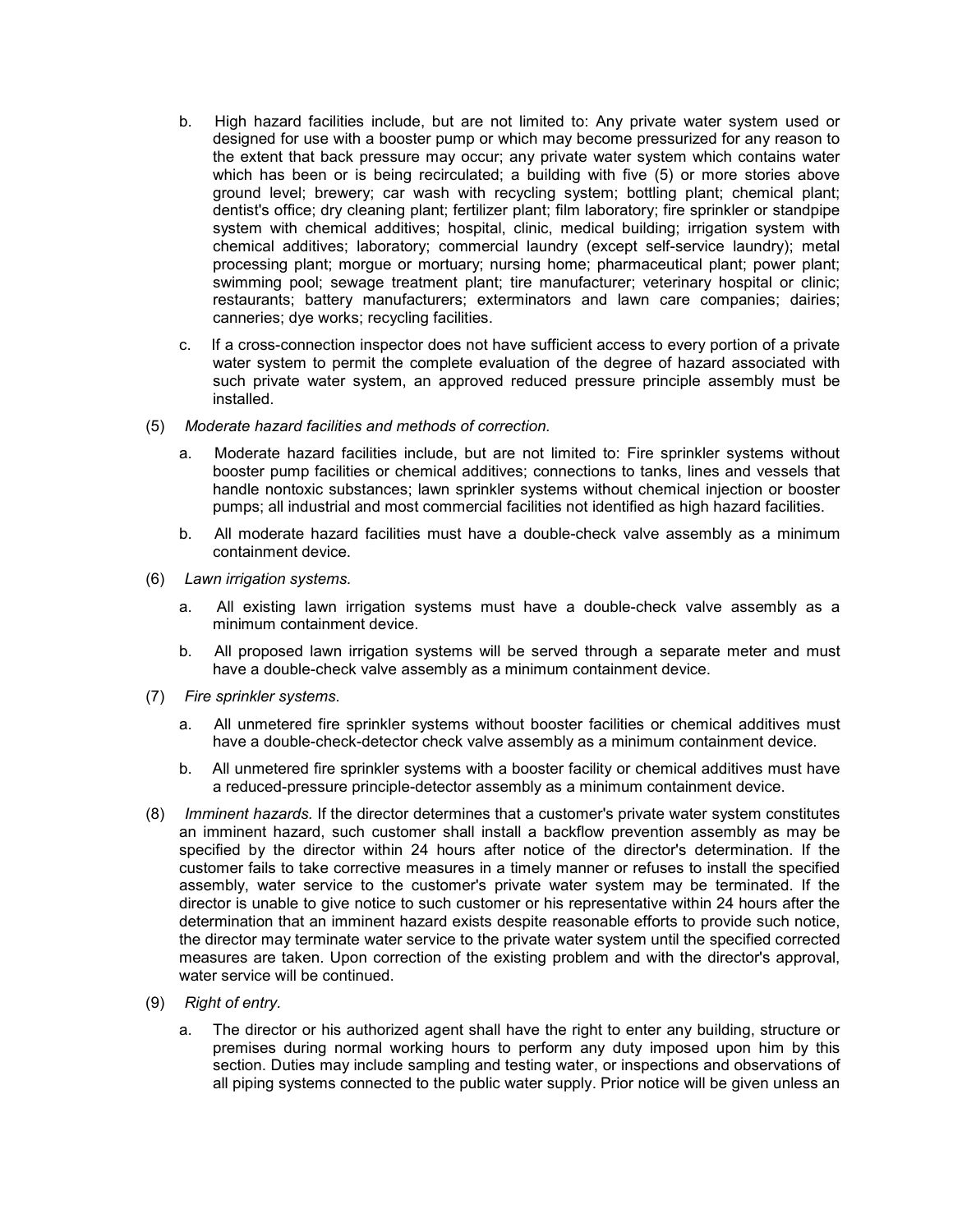b. High hazard facilities include, but are not limited to: Any private water system used or designed for use with a booster pump or which may become pressurized for any reason to the extent that back pressure may occur; any private water system which contains water which has been or is being recirculated; a building with five (5) or more stories above ground level; brewery; car wash with recycling system; bottling plant; chemical plant; dentist's office; dry cleaning plant; fertilizer plant; film laboratory; fire sprinkler or standpipe system with chemical additives; hospital, clinic, medical building; irrigation system with chemical additives; laboratory; commercial laundry (except self-service laundry); metal processing plant; morgue or mortuary; nursing home; pharmaceutical plant; power plant; swimming pool; sewage treatment plant; tire manufacturer; veterinary hospital or clinic; restaurants; battery manufacturers; exterminators and lawn care companies; dairies; canneries; dye works; recycling facilities.

c. If a cross-connection inspector does not have sufficient access to every portion of a private water system to permit the complete evaluation of the degree of hazard associated with such private water system, an approved reduced pressure principle assembly must be installed.

(5) *Moderate hazard facilities and methods of correction.*

a. Moderate hazard facilities include, but are not limited to: Fire sprinkler systems without booster pump facilities or chemical additives; connections to tanks, lines and vessels that handle nontoxic substances; lawn sprinkler systems without chemical injection or booster pumps; all industrial and most commercial facilities not identified as high hazard facilities.

b. All moderate hazard facilities must have a double-check valve assembly as a minimum containment device.

(6) *Lawn irrigation systems.*

a. All existing lawn irrigation systems must have a double-check valve assembly as a minimum containment device.

b. All proposed lawn irrigation systems will be served through a separate meter and must have a double-check valve assembly as a minimum containment device.

(7) *Fire sprinkler systems.*

a. All unmetered fire sprinkler systems without booster facilities or chemical additives must have a double-check-detector check valve assembly as a minimum containment device.

b. All unmetered fire sprinkler systems with a booster facility or chemical additives must have a reduced-pressure principle-detector assembly as a minimum containment device.

(8) *Imminent hazards.* If the director determines that a customer's private water system constitutes an imminent hazard, such customer shall install a backflow prevention assembly as may be specified by the director within 24 hours after notice of the director's determination. If the customer fails to take corrective measures in a timely manner or refuses to install the specified assembly, water service to the customer's private water system may be terminated. If the director is unable to give notice to such customer or his representative within 24 hours after the determination that an imminent hazard exists despite reasonable efforts to provide such notice, the director may terminate water service to the private water system until the specified corrected measures are taken. Upon correction of the existing problem and with the director's approval, water service will be continued.

(9) *Right of entry.*

a. The director or his authorized agent shall have the right to enter any building, structure or premises during normal working hours to perform any duty imposed upon him by this section. Duties may include sampling and testing water, or inspections and observations of all piping systems connected to the public water supply. Prior notice will be given unless an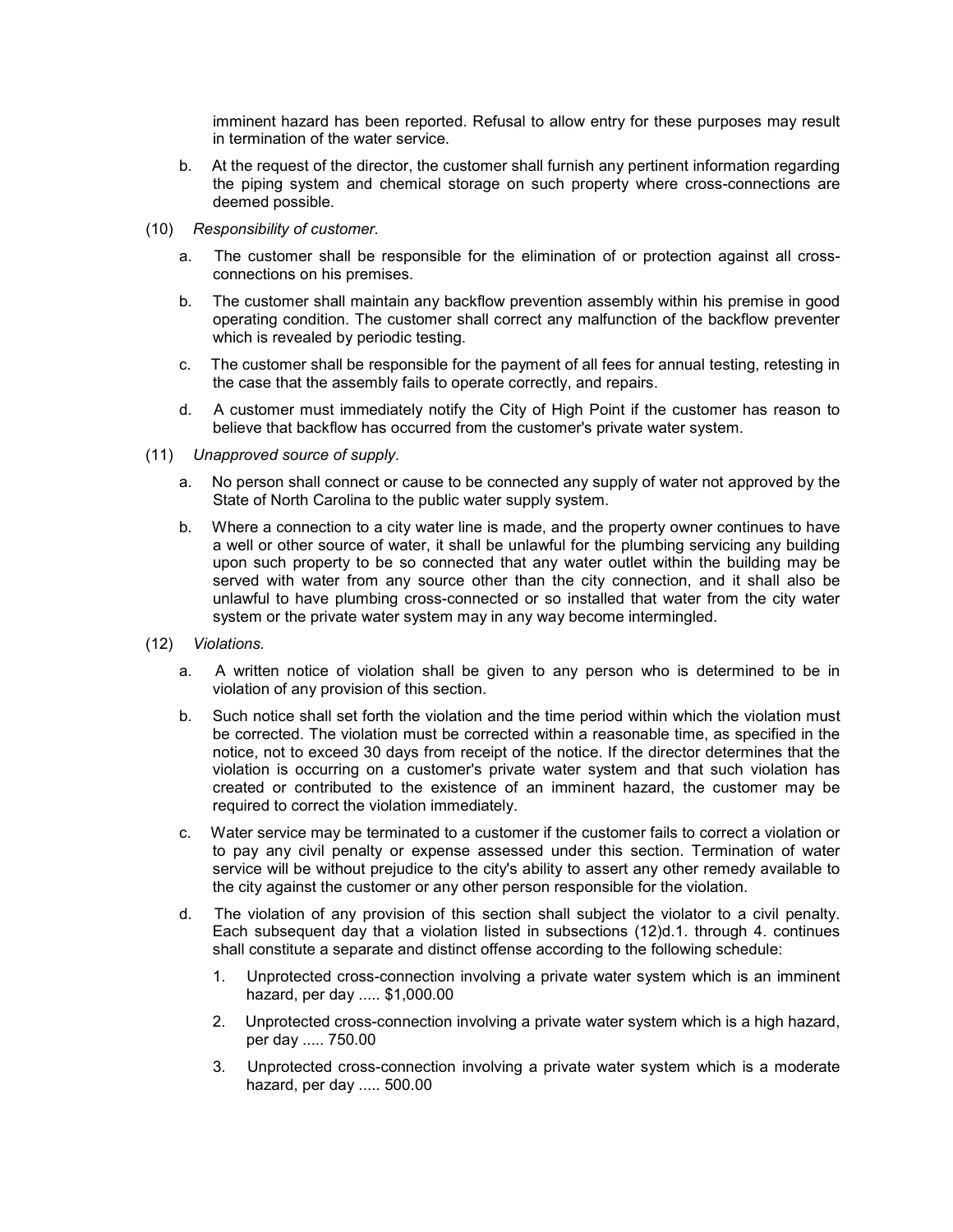imminent hazard has been reported. Refusal to allow entry for these purposes may result in termination of the water service.

b. At the request of the director, the customer shall furnish any pertinent information regarding the piping system and chemical storage on such property where cross-connections are deemed possible.

(10) *Responsibility of customer.*

a. The customer shall be responsible for the elimination of or protection against all cross-connections on his premises.

b. The customer shall maintain any backflow prevention assembly within his premise in good operating condition. The customer shall correct any malfunction of the backflow preventer which is revealed by periodic testing.

c. The customer shall be responsible for the payment of all fees for annual testing, retesting in the case that the assembly fails to operate correctly, and repairs.

d. A customer must immediately notify the City of High Point if the customer has reason to believe that backflow has occurred from the customer's private water system.

(11) *Unapproved source of supply.*

a. No person shall connect or cause to be connected any supply of water not approved by the State of North Carolina to the public water supply system.

b. Where a connection to a city water line is made, and the property owner continues to have a well or other source of water, it shall be unlawful for the plumbing servicing any building upon such property to be so connected that any water outlet within the building may be served with water from any source other than the city connection, and it shall also be unlawful to have plumbing cross-connected or so installed that water from the city water system or the private water system may in any way become intermingled.

(12) *Violations.*

a. A written notice of violation shall be given to any person who is determined to be in violation of any provision of this section.

b. Such notice shall set forth the violation and the time period within which the violation must be corrected. The violation must be corrected within a reasonable time, as specified in the notice, not to exceed 30 days from receipt of the notice. If the director determines that the violation is occurring on a customer's private water system and that such violation has created or contributed to the existence of an imminent hazard, the customer may be required to correct the violation immediately.

c. Water service may be terminated to a customer if the customer fails to correct a violation or to pay any civil penalty or expense assessed under this section. Termination of water service will be without prejudice to the city's ability to assert any other remedy available to the city against the customer or any other person responsible for the violation.

d. The violation of any provision of this section shall subject the violator to a civil penalty. Each subsequent day that a violation listed in subsections (12)d.1. through 4. continues shall constitute a separate and distinct offense according to the following schedule:

1. Unprotected cross-connection involving a private water system which is an imminent hazard, per day ..... $1,000.00

2. Unprotected cross-connection involving a private water system which is a high hazard, per day ..... 750.00

3. Unprotected cross-connection involving a private water system which is a moderate hazard, per day ..... 500.00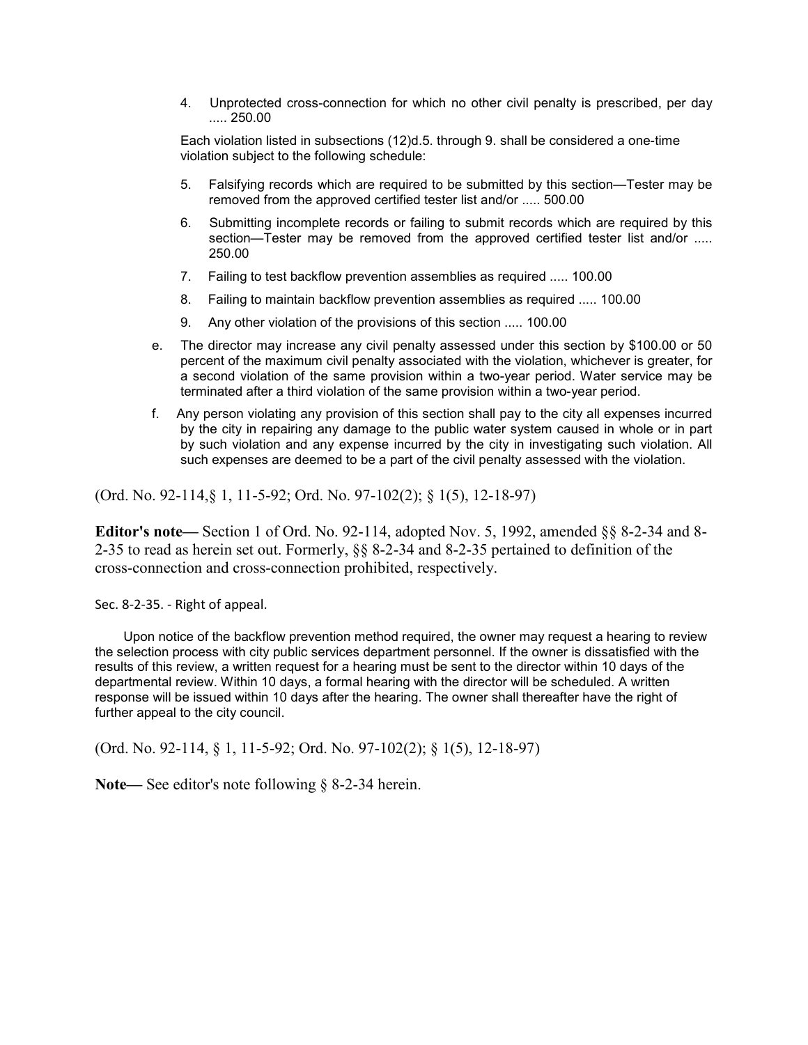4. Unprotected cross-connection for which no other civil penalty is prescribed, per day ..... 250.00

Each violation listed in subsections (12)d.5. through 9. shall be considered a one-time violation subject to the following schedule:

5. Falsifying records which are required to be submitted by this section—Tester may be removed from the approved certified tester list and/or ..... 500.00

6. Submitting incomplete records or failing to submit records which are required by this section—Tester may be removed from the approved certified tester list and/or ..... 250.00

7. Failing to test backflow prevention assemblies as required ..... 100.00

8. Failing to maintain backflow prevention assemblies as required ..... 100.00

9. Any other violation of the provisions of this section ..... 100.00

e. The director may increase any civil penalty assessed under this section by $100.00 or 50 percent of the maximum civil penalty associated with the violation, whichever is greater, for a second violation of the same provision within a two-year period. Water service may be terminated after a third violation of the same provision within a two-year period.

f. Any person violating any provision of this section shall pay to the city all expenses incurred by the city in repairing any damage to the public water system caused in whole or in part by such violation and any expense incurred by the city in investigating such violation. All such expenses are deemed to be a part of the civil penalty assessed with the violation.

(Ord. No. 92-114,§ 1, 11-5-92; Ord. No. 97-102(2); § 1(5), 12-18-97)

**Editor's note—** Section 1 of Ord. No. 92-114, adopted Nov. 5, 1992, amended §§ 8-2-34 and 8-2-35 to read as herein set out. Formerly, §§ 8-2-34 and 8-2-35 pertained to definition of the cross-connection and cross-connection prohibited, respectively.

Sec. 8-2-35. - Right of appeal.

Upon notice of the backflow prevention method required, the owner may request a hearing to review the selection process with city public services department personnel. If the owner is dissatisfied with the results of this review, a written request for a hearing must be sent to the director within 10 days of the departmental review. Within 10 days, a formal hearing with the director will be scheduled. A written response will be issued within 10 days after the hearing. The owner shall thereafter have the right of further appeal to the city council.

(Ord. No. 92-114, § 1, 11-5-92; Ord. No. 97-102(2); § 1(5), 12-18-97)

**Note—** See editor's note following § 8-2-34 herein.